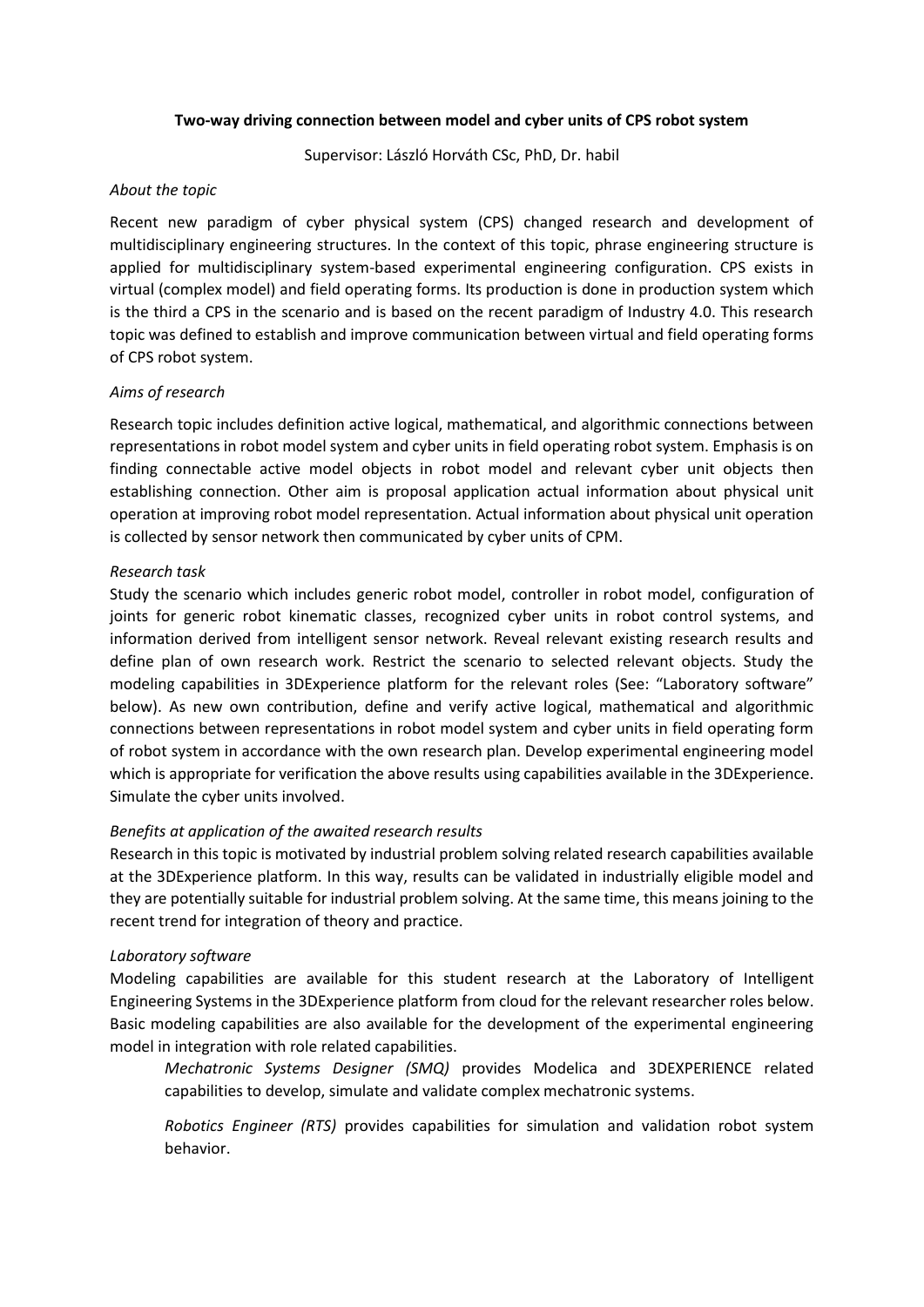# Two-way driving connection between model and cyber units of CPS robot system

Supervisor: László Horváth CSc, PhD, Dr. habil

*About the topic*

Recent new paradigm of cyber physical system (CPS) changed research and development of multidisciplinary engineering structures. In the context of this topic, phrase engineering structure is applied for multidisciplinary system-based experimental engineering configuration. CPS exists in virtual (complex model) and field operating forms. Its production is done in production system which is the third a CPS in the scenario and is based on the recent paradigm of Industry 4.0. This research topic was defined to establish and improve communication between virtual and field operating forms of CPS robot system.

*Aims of research*

Research topic includes definition active logical, mathematical, and algorithmic connections between representations in robot model system and cyber units in field operating robot system. Emphasis is on finding connectable active model objects in robot model and relevant cyber unit objects then establishing connection. Other aim is proposal application actual information about physical unit operation at improving robot model representation. Actual information about physical unit operation is collected by sensor network then communicated by cyber units of CPM.

*Research task*

Study the scenario which includes generic robot model, controller in robot model, configuration of joints for generic robot kinematic classes, recognized cyber units in robot control systems, and information derived from intelligent sensor network. Reveal relevant existing research results and define plan of own research work. Restrict the scenario to selected relevant objects. Study the modeling capabilities in 3DExperience platform for the relevant roles (See: "Laboratory software" below). As new own contribution, define and verify active logical, mathematical and algorithmic connections between representations in robot model system and cyber units in field operating form of robot system in accordance with the own research plan. Develop experimental engineering model which is appropriate for verification the above results using capabilities available in the 3DExperience. Simulate the cyber units involved.

*Benefits at application of the awaited research results*

Research in this topic is motivated by industrial problem solving related research capabilities available at the 3DExperience platform. In this way, results can be validated in industrially eligible model and they are potentially suitable for industrial problem solving. At the same time, this means joining to the recent trend for integration of theory and practice.

*Laboratory software*

Modeling capabilities are available for this student research at the Laboratory of Intelligent Engineering Systems in the 3DExperience platform from cloud for the relevant researcher roles below. Basic modeling capabilities are also available for the development of the experimental engineering model in integration with role related capabilities.

> *Mechatronic Systems Designer (SMQ)* provides Modelica and 3DEXPERIENCE related capabilities to develop, simulate and validate complex mechatronic systems.
>
> *Robotics Engineer (RTS)* provides capabilities for simulation and validation robot system behavior.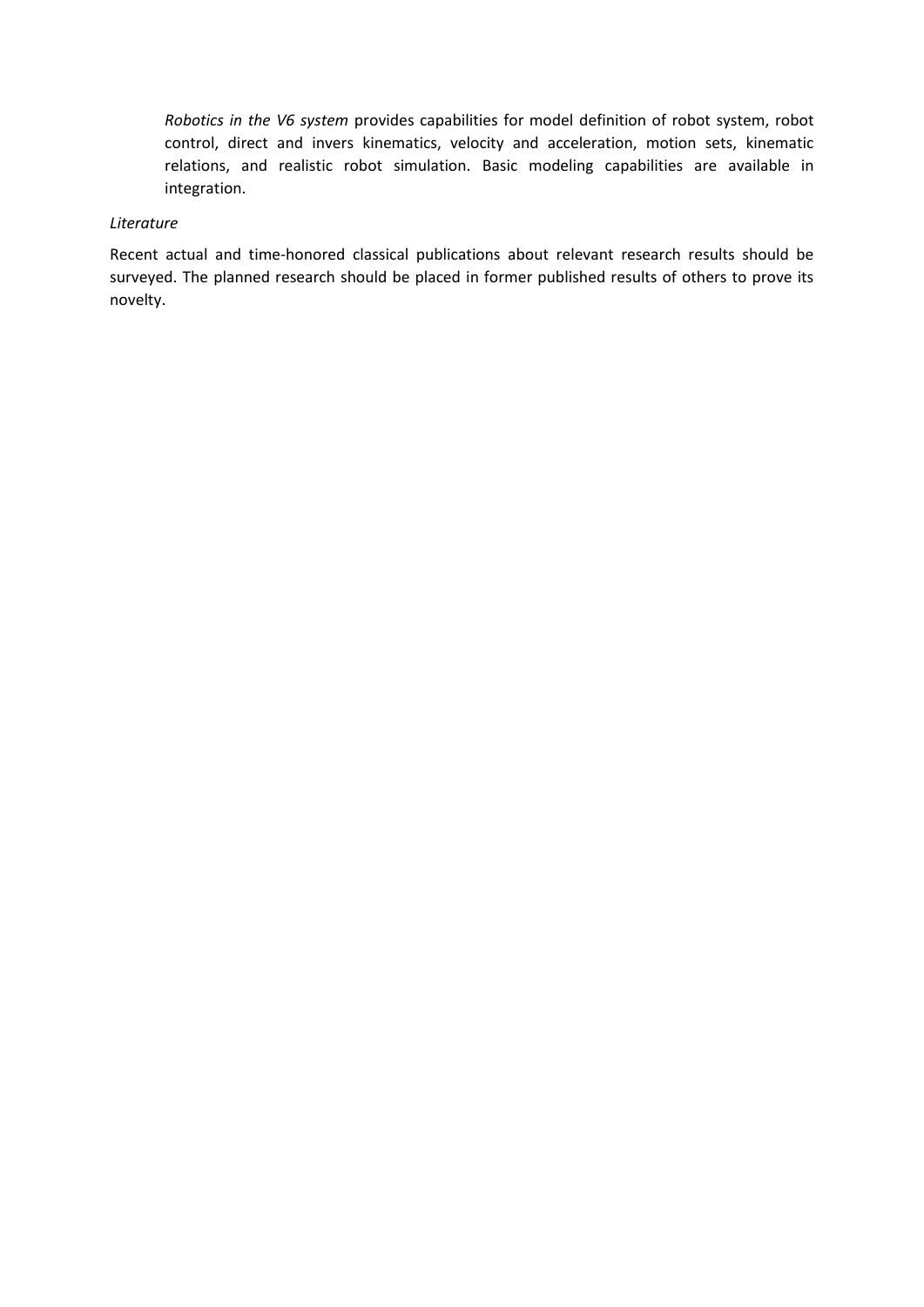*Robotics in the V6 system* provides capabilities for model definition of robot system, robot control, direct and invers kinematics, velocity and acceleration, motion sets, kinematic relations, and realistic robot simulation. Basic modeling capabilities are available in integration.

*Literature*

Recent actual and time-honored classical publications about relevant research results should be surveyed. The planned research should be placed in former published results of others to prove its novelty.